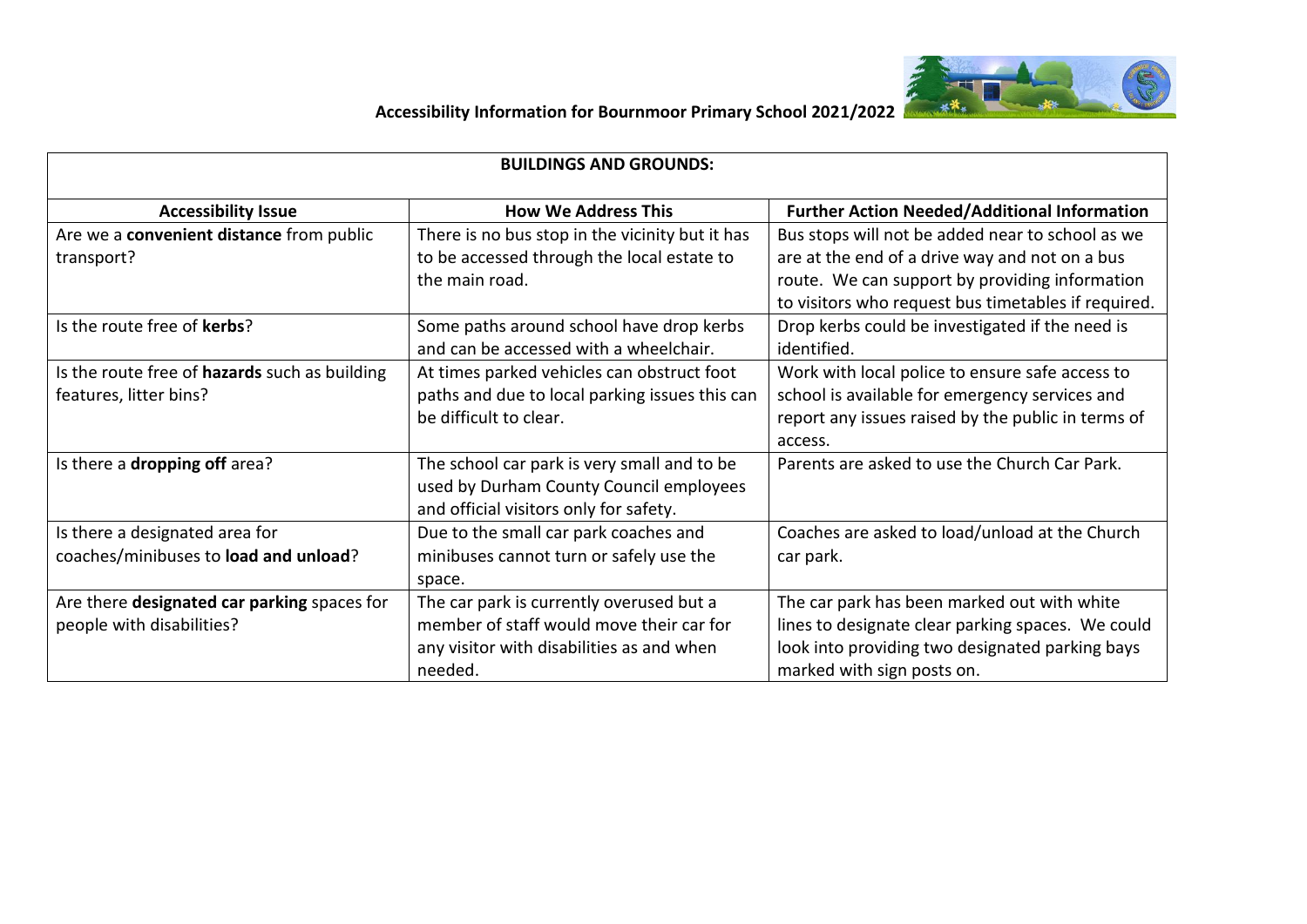# Accessibility Information for Bournmoor Primary School 2021/2022

| BUILDINGS AND GROUNDS: | | |
|---|---|---|
| **Accessibility Issue** | **How We Address This** | **Further Action Needed/Additional Information** |
| Are we a **convenient distance** from public transport? | There is no bus stop in the vicinity but it has to be accessed through the local estate to the main road. | Bus stops will not be added near to school as we are at the end of a drive way and not on a bus route. We can support by providing information to visitors who request bus timetables if required. |
| Is the route free of **kerbs**? | Some paths around school have drop kerbs and can be accessed with a wheelchair. | Drop kerbs could be investigated if the need is identified. |
| Is the route free of **hazards** such as building features, litter bins? | At times parked vehicles can obstruct foot paths and due to local parking issues this can be difficult to clear. | Work with local police to ensure safe access to school is available for emergency services and report any issues raised by the public in terms of access. |
| Is there a **dropping off** area? | The school car park is very small and to be used by Durham County Council employees and official visitors only for safety. | Parents are asked to use the Church Car Park. |
| Is there a designated area for coaches/minibuses to **load and unload**? | Due to the small car park coaches and minibuses cannot turn or safely use the space. | Coaches are asked to load/unload at the Church car park. |
| Are there **designated car parking** spaces for people with disabilities? | The car park is currently overused but a member of staff would move their car for any visitor with disabilities as and when needed. | The car park has been marked out with white lines to designate clear parking spaces. We could look into providing two designated parking bays marked with sign posts on. |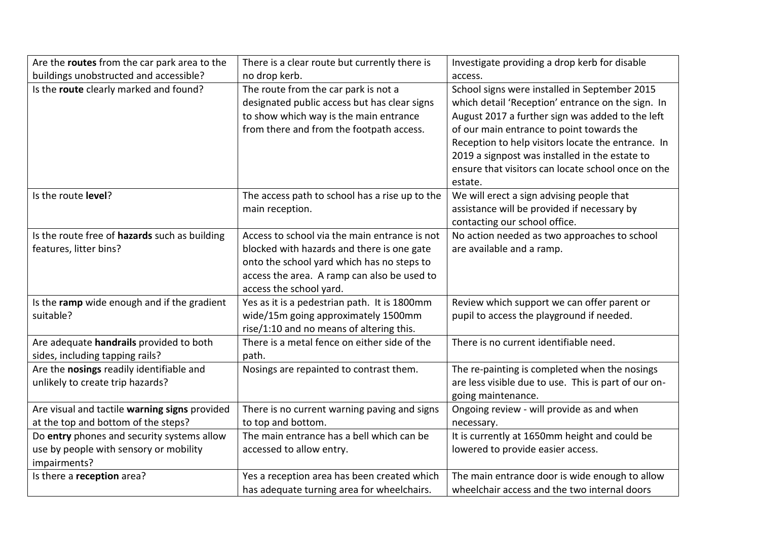| | | |
|---|---|---|
| Are the **routes** from the car park area to the buildings unobstructed and accessible? | There is a clear route but currently there is no drop kerb. | Investigate providing a drop kerb for disable access. |
| Is the **route** clearly marked and found? | The route from the car park is not a designated public access but has clear signs to show which way is the main entrance from there and from the footpath access. | School signs were installed in September 2015 which detail 'Reception' entrance on the sign. In August 2017 a further sign was added to the left of our main entrance to point towards the Reception to help visitors locate the entrance. In 2019 a signpost was installed in the estate to ensure that visitors can locate school once on the estate. |
| Is the route **level**? | The access path to school has a rise up to the main reception. | We will erect a sign advising people that assistance will be provided if necessary by contacting our school office. |
| Is the route free of **hazards** such as building features, litter bins? | Access to school via the main entrance is not blocked with hazards and there is one gate onto the school yard which has no steps to access the area. A ramp can also be used to access the school yard. | No action needed as two approaches to school are available and a ramp. |
| Is the **ramp** wide enough and if the gradient suitable? | Yes as it is a pedestrian path. It is 1800mm wide/15m going approximately 1500mm rise/1:10 and no means of altering this. | Review which support we can offer parent or pupil to access the playground if needed. |
| Are adequate **handrails** provided to both sides, including tapping rails? | There is a metal fence on either side of the path. | There is no current identifiable need. |
| Are the **nosings** readily identifiable and unlikely to create trip hazards? | Nosings are repainted to contrast them. | The re-painting is completed when the nosings are less visible due to use. This is part of our on-going maintenance. |
| Are visual and tactile **warning signs** provided at the top and bottom of the steps? | There is no current warning paving and signs to top and bottom. | Ongoing review - will provide as and when necessary. |
| Do **entry** phones and security systems allow use by people with sensory or mobility impairments? | The main entrance has a bell which can be accessed to allow entry. | It is currently at 1650mm height and could be lowered to provide easier access. |
| Is there a **reception** area? | Yes a reception area has been created which has adequate turning area for wheelchairs. | The main entrance door is wide enough to allow wheelchair access and the two internal doors |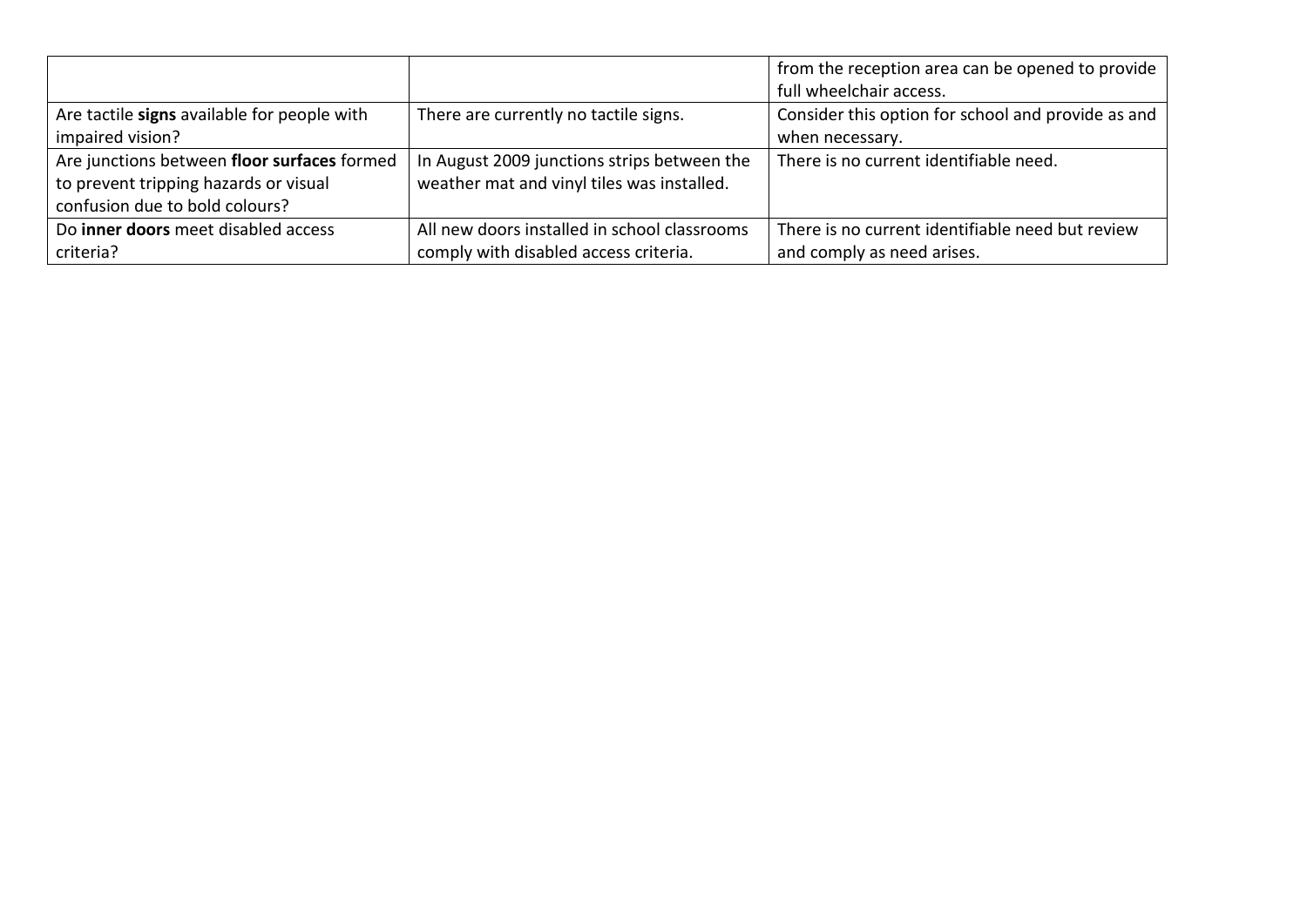| | | |
|---|---|---|
| | | from the reception area can be opened to provide full wheelchair access. |
| Are tactile **signs** available for people with impaired vision? | There are currently no tactile signs. | Consider this option for school and provide as and when necessary. |
| Are junctions between **floor surfaces** formed to prevent tripping hazards or visual confusion due to bold colours? | In August 2009 junctions strips between the weather mat and vinyl tiles was installed. | There is no current identifiable need. |
| Do **inner doors** meet disabled access criteria? | All new doors installed in school classrooms comply with disabled access criteria. | There is no current identifiable need but review and comply as need arises. |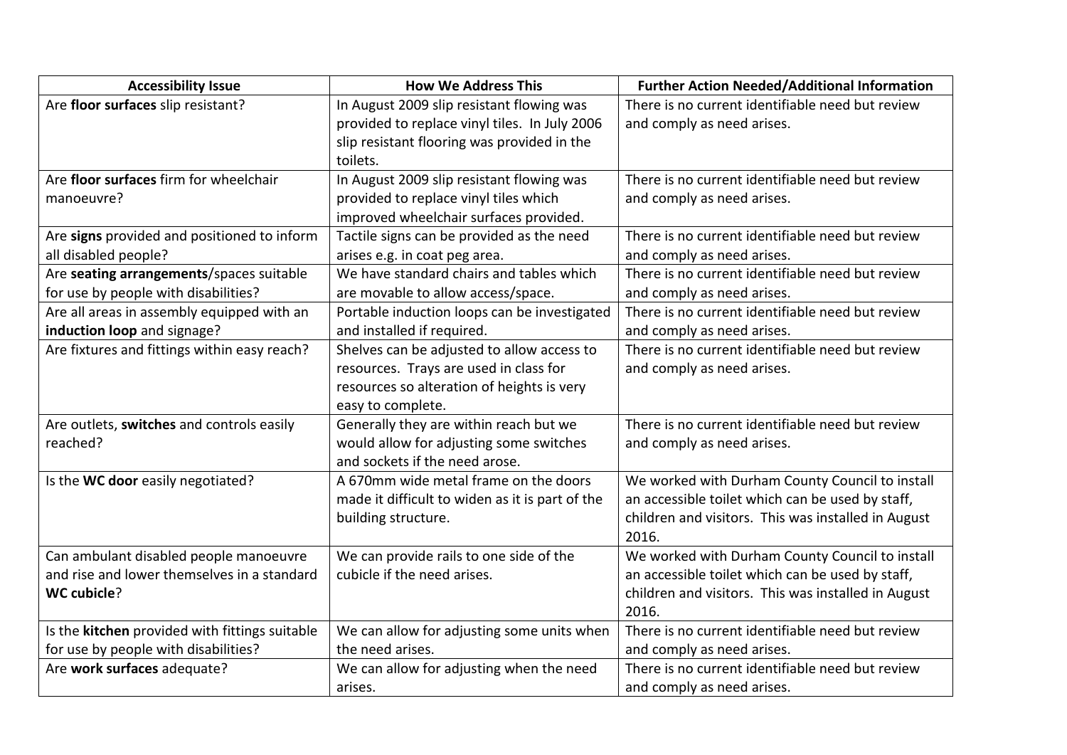| Accessibility Issue | How We Address This | Further Action Needed/Additional Information |
|---|---|---|
| Are **floor surfaces** slip resistant? | In August 2009 slip resistant flowing was provided to replace vinyl tiles. In July 2006 slip resistant flooring was provided in the toilets. | There is no current identifiable need but review and comply as need arises. |
| Are **floor surfaces** firm for wheelchair manoeuvre? | In August 2009 slip resistant flowing was provided to replace vinyl tiles which improved wheelchair surfaces provided. | There is no current identifiable need but review and comply as need arises. |
| Are **signs** provided and positioned to inform all disabled people? | Tactile signs can be provided as the need arises e.g. in coat peg area. | There is no current identifiable need but review and comply as need arises. |
| Are **seating arrangements**/spaces suitable for use by people with disabilities? | We have standard chairs and tables which are movable to allow access/space. | There is no current identifiable need but review and comply as need arises. |
| Are all areas in assembly equipped with an **induction loop** and signage? | Portable induction loops can be investigated and installed if required. | There is no current identifiable need but review and comply as need arises. |
| Are fixtures and fittings within easy reach? | Shelves can be adjusted to allow access to resources. Trays are used in class for resources so alteration of heights is very easy to complete. | There is no current identifiable need but review and comply as need arises. |
| Are outlets, **switches** and controls easily reached? | Generally they are within reach but we would allow for adjusting some switches and sockets if the need arose. | There is no current identifiable need but review and comply as need arises. |
| Is the **WC door** easily negotiated? | A 670mm wide metal frame on the doors made it difficult to widen as it is part of the building structure. | We worked with Durham County Council to install an accessible toilet which can be used by staff, children and visitors. This was installed in August 2016. |
| Can ambulant disabled people manoeuvre and rise and lower themselves in a standard **WC cubicle**? | We can provide rails to one side of the cubicle if the need arises. | We worked with Durham County Council to install an accessible toilet which can be used by staff, children and visitors. This was installed in August 2016. |
| Is the **kitchen** provided with fittings suitable for use by people with disabilities? | We can allow for adjusting some units when the need arises. | There is no current identifiable need but review and comply as need arises. |
| Are **work surfaces** adequate? | We can allow for adjusting when the need arises. | There is no current identifiable need but review and comply as need arises. |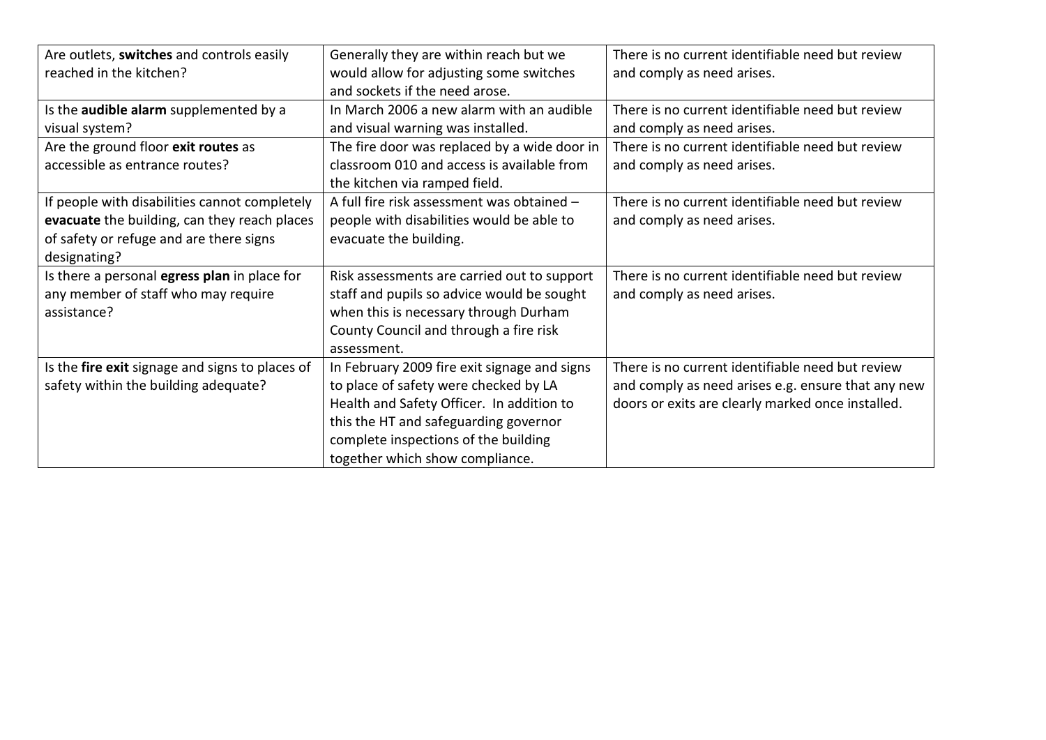| | | |
|---|---|---|
| Are outlets, **switches** and controls easily reached in the kitchen? | Generally they are within reach but we would allow for adjusting some switches and sockets if the need arose. | There is no current identifiable need but review and comply as need arises. |
| Is the **audible alarm** supplemented by a visual system? | In March 2006 a new alarm with an audible and visual warning was installed. | There is no current identifiable need but review and comply as need arises. |
| Are the ground floor **exit routes** as accessible as entrance routes? | The fire door was replaced by a wide door in classroom 010 and access is available from the kitchen via ramped field. | There is no current identifiable need but review and comply as need arises. |
| If people with disabilities cannot completely **evacuate** the building, can they reach places of safety or refuge and are there signs designating? | A full fire risk assessment was obtained – people with disabilities would be able to evacuate the building. | There is no current identifiable need but review and comply as need arises. |
| Is there a personal **egress plan** in place for any member of staff who may require assistance? | Risk assessments are carried out to support staff and pupils so advice would be sought when this is necessary through Durham County Council and through a fire risk assessment. | There is no current identifiable need but review and comply as need arises. |
| Is the **fire exit** signage and signs to places of safety within the building adequate? | In February 2009 fire exit signage and signs to place of safety were checked by LA Health and Safety Officer. In addition to this the HT and safeguarding governor complete inspections of the building together which show compliance. | There is no current identifiable need but review and comply as need arises e.g. ensure that any new doors or exits are clearly marked once installed. |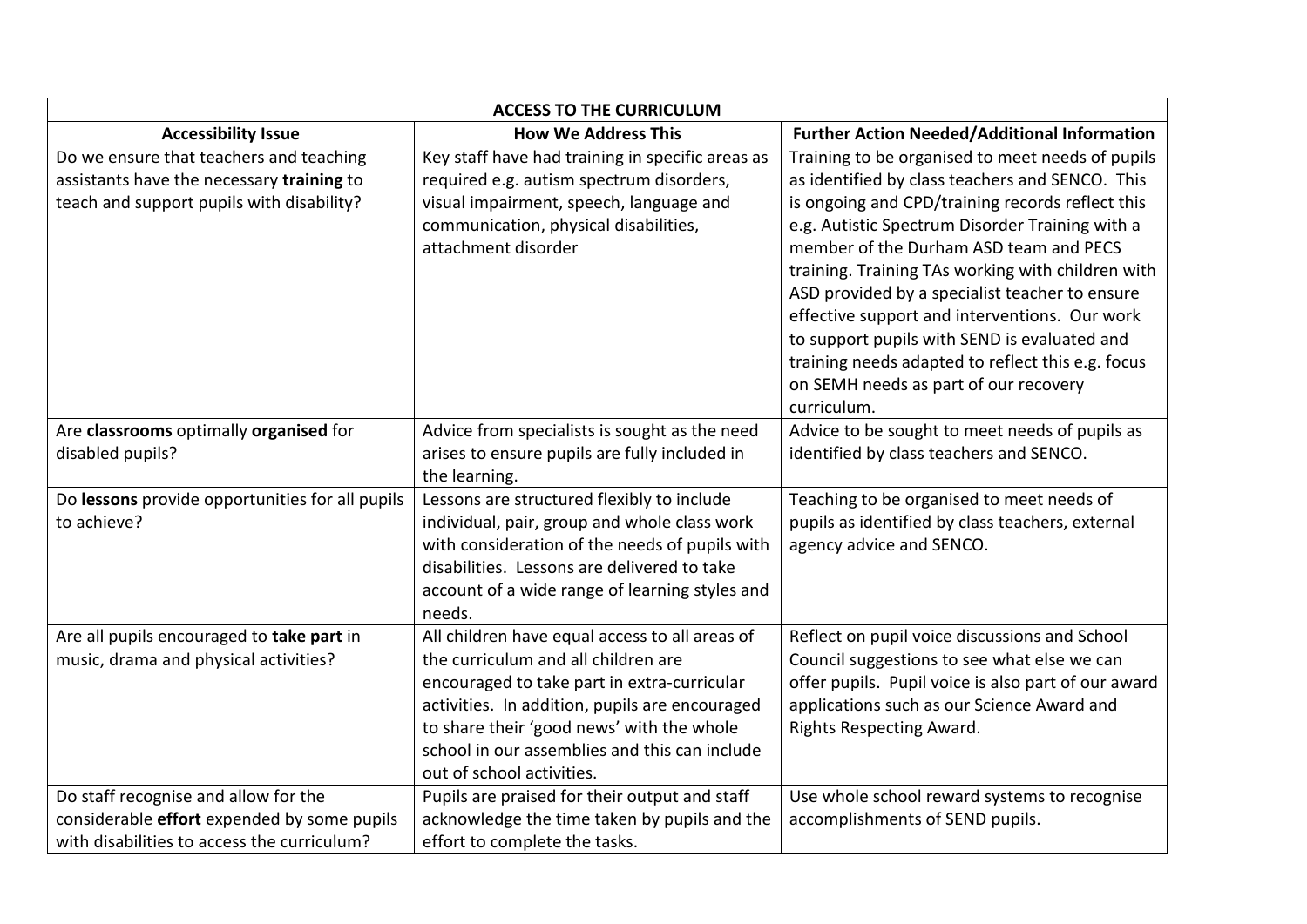| ACCESS TO THE CURRICULUM | | |
|---|---|---|
| **Accessibility Issue** | **How We Address This** | **Further Action Needed/Additional Information** |
| Do we ensure that teachers and teaching assistants have the necessary **training** to teach and support pupils with disability? | Key staff have had training in specific areas as required e.g. autism spectrum disorders, visual impairment, speech, language and communication, physical disabilities, attachment disorder | Training to be organised to meet needs of pupils as identified by class teachers and SENCO. This is ongoing and CPD/training records reflect this e.g. Autistic Spectrum Disorder Training with a member of the Durham ASD team and PECS training. Training TAs working with children with ASD provided by a specialist teacher to ensure effective support and interventions. Our work to support pupils with SEND is evaluated and training needs adapted to reflect this e.g. focus on SEMH needs as part of our recovery curriculum. |
| Are **classrooms** optimally **organised** for disabled pupils? | Advice from specialists is sought as the need arises to ensure pupils are fully included in the learning. | Advice to be sought to meet needs of pupils as identified by class teachers and SENCO. |
| Do **lessons** provide opportunities for all pupils to achieve? | Lessons are structured flexibly to include individual, pair, group and whole class work with consideration of the needs of pupils with disabilities. Lessons are delivered to take account of a wide range of learning styles and needs. | Teaching to be organised to meet needs of pupils as identified by class teachers, external agency advice and SENCO. |
| Are all pupils encouraged to **take part** in music, drama and physical activities? | All children have equal access to all areas of the curriculum and all children are encouraged to take part in extra-curricular activities. In addition, pupils are encouraged to share their 'good news' with the whole school in our assemblies and this can include out of school activities. | Reflect on pupil voice discussions and School Council suggestions to see what else we can offer pupils. Pupil voice is also part of our award applications such as our Science Award and Rights Respecting Award. |
| Do staff recognise and allow for the considerable **effort** expended by some pupils with disabilities to access the curriculum? | Pupils are praised for their output and staff acknowledge the time taken by pupils and the effort to complete the tasks. | Use whole school reward systems to recognise accomplishments of SEND pupils. |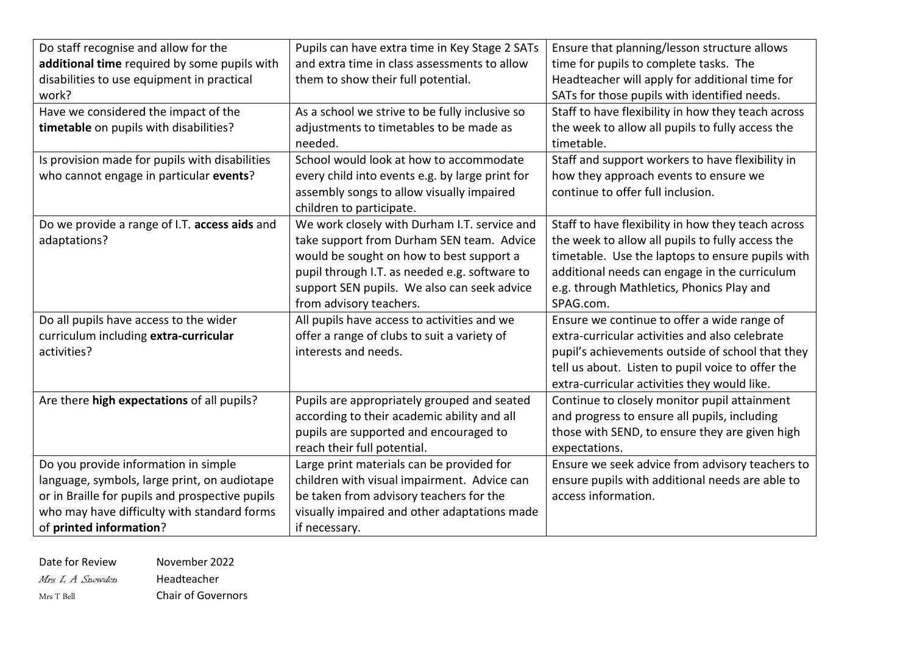| | | |
|---|---|---|
| Do staff recognise and allow for the **additional time** required by some pupils with disabilities to use equipment in practical work? | Pupils can have extra time in Key Stage 2 SATs and extra time in class assessments to allow them to show their full potential. | Ensure that planning/lesson structure allows time for pupils to complete tasks. The Headteacher will apply for additional time for SATs for those pupils with identified needs. |
| Have we considered the impact of the **timetable** on pupils with disabilities? | As a school we strive to be fully inclusive so adjustments to timetables to be made as needed. | Staff to have flexibility in how they teach across the week to allow all pupils to fully access the timetable. |
| Is provision made for pupils with disabilities who cannot engage in particular **events**? | School would look at how to accommodate every child into events e.g. by large print for assembly songs to allow visually impaired children to participate. | Staff and support workers to have flexibility in how they approach events to ensure we continue to offer full inclusion. |
| Do we provide a range of I.T. **access aids** and adaptations? | We work closely with Durham I.T. service and take support from Durham SEN team. Advice would be sought on how to best support a pupil through I.T. as needed e.g. software to support SEN pupils. We also can seek advice from advisory teachers. | Staff to have flexibility in how they teach across the week to allow all pupils to fully access the timetable. Use the laptops to ensure pupils with additional needs can engage in the curriculum e.g. through Mathletics, Phonics Play and SPAG.com. |
| Do all pupils have access to the wider curriculum including **extra-curricular** activities? | All pupils have access to activities and we offer a range of clubs to suit a variety of interests and needs. | Ensure we continue to offer a wide range of extra-curricular activities and also celebrate pupil's achievements outside of school that they tell us about. Listen to pupil voice to offer the extra-curricular activities they would like. |
| Are there **high expectations** of all pupils? | Pupils are appropriately grouped and seated according to their academic ability and all pupils are supported and encouraged to reach their full potential. | Continue to closely monitor pupil attainment and progress to ensure all pupils, including those with SEND, to ensure they are given high expectations. |
| Do you provide information in simple language, symbols, large print, on audiotape or in Braille for pupils and prospective pupils who may have difficulty with standard forms of **printed information**? | Large print materials can be provided for children with visual impairment. Advice can be taken from advisory teachers for the visually impaired and other adaptations made if necessary. | Ensure we seek advice from advisory teachers to ensure pupils with additional needs are able to access information. |

Date for Review November 2022

*Mrs L A Snowdon* Headteacher

Mrs T Bell Chair of Governors